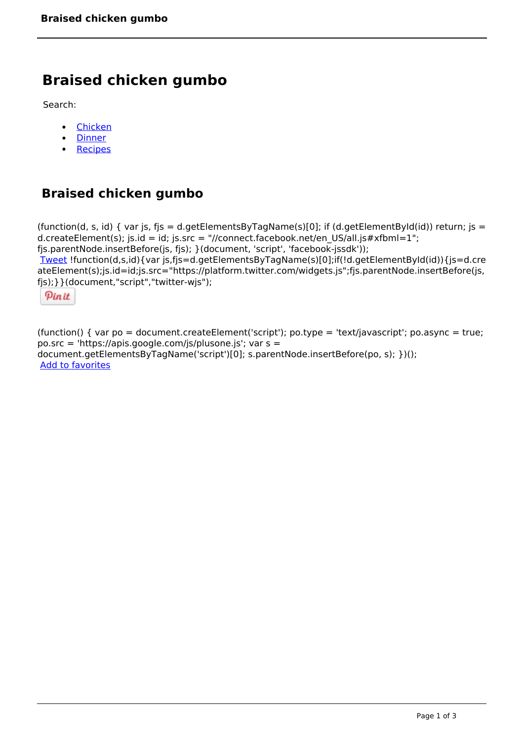# Braised chicken gumbo

Search:

- Chicken
- Dinner
- Recipes

## Braised chicken gumbo

```
(function(d, s, id) { var js, fjs = d.getElementsByTagName(s)[0]; if (d.getElementById(id)) return; js = d.createElement(s); js.id = id; js.src = "//connect.facebook.net/en_US/all.js#xfbml=1"; fjs.parentNode.insertBefore(js, fjs); }(document, 'script', 'facebook-jssdk'));
```

Tweet

```
!function(d,s,id){var js,fjs=d.getElementsByTagName(s)[0];if(!d.getElementById(id)){js=d.createElement(s);js.id=id;js.src="https://platform.twitter.com/widgets.js";fjs.parentNode.insertBefore(js,fjs);}}(document,"script","twitter-wjs");
```

Pin it

```
(function() { var po = document.createElement('script'); po.type = 'text/javascript'; po.async = true; po.src = 'https://apis.google.com/js/plusone.js'; var s = document.getElementsByTagName('script')[0]; s.parentNode.insertBefore(po, s); })();
```

Add to favorites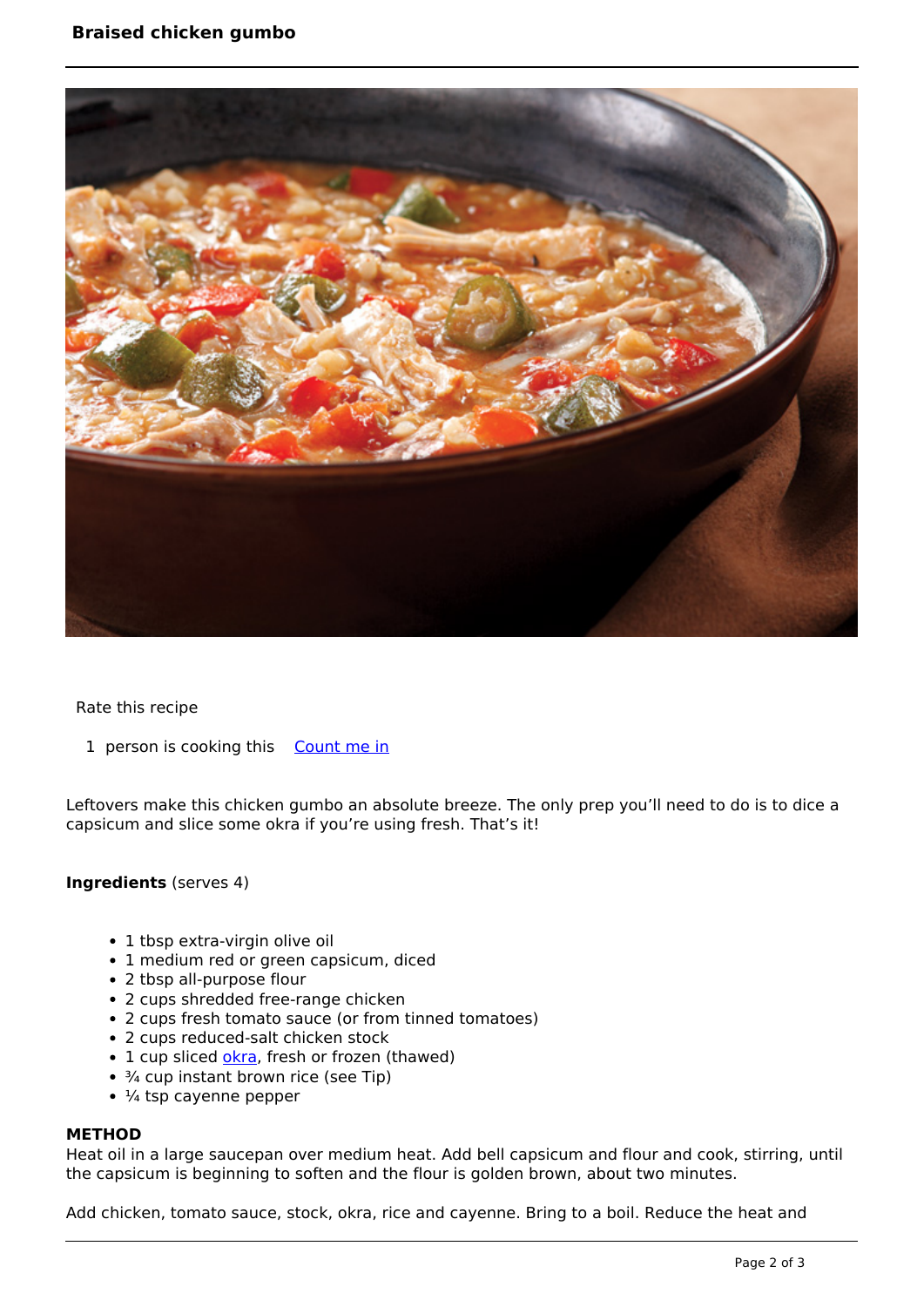# Braised chicken gumbo

Rate this recipe

1 person is cooking this [Count me in]

Leftovers make this chicken gumbo an absolute breeze. The only prep you'll need to do is to dice a capsicum and slice some okra if you're using fresh. That's it!

**Ingredients** (serves 4)

- 1 tbsp extra-virgin olive oil
- 1 medium red or green capsicum, diced
- 2 tbsp all-purpose flour
- 2 cups shredded free-range chicken
- 2 cups fresh tomato sauce (or from tinned tomatoes)
- 2 cups reduced-salt chicken stock
- 1 cup sliced okra, fresh or frozen (thawed)
- ¾ cup instant brown rice (see Tip)
- ¼ tsp cayenne pepper

**METHOD**

Heat oil in a large saucepan over medium heat. Add bell capsicum and flour and cook, stirring, until the capsicum is beginning to soften and the flour is golden brown, about two minutes.

Add chicken, tomato sauce, stock, okra, rice and cayenne. Bring to a boil. Reduce the heat and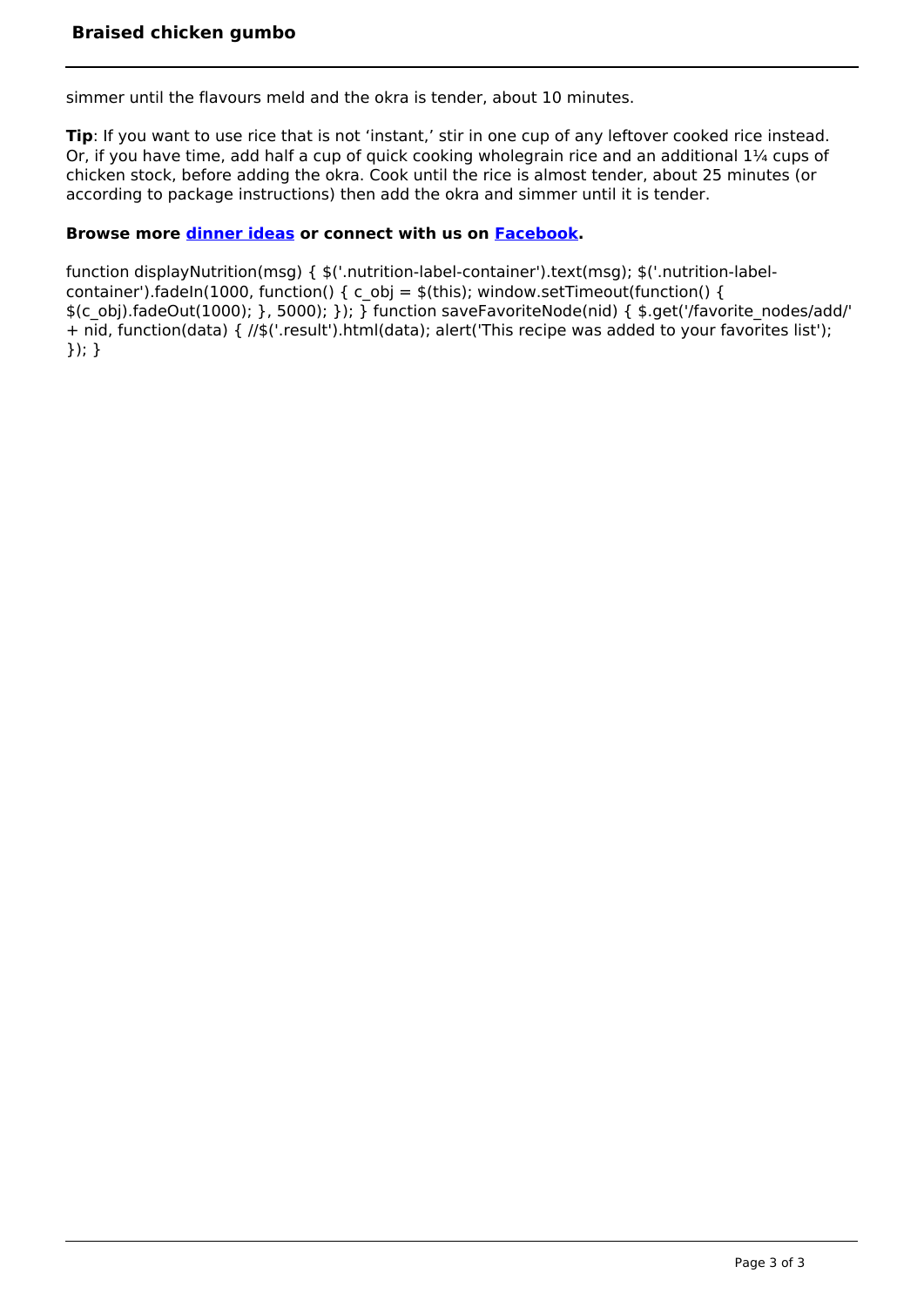simmer until the flavours meld and the okra is tender, about 10 minutes.

**Tip**: If you want to use rice that is not 'instant,' stir in one cup of any leftover cooked rice instead. Or, if you have time, add half a cup of quick cooking wholegrain rice and an additional 1¼ cups of chicken stock, before adding the okra. Cook until the rice is almost tender, about 25 minutes (or according to package instructions) then add the okra and simmer until it is tender.

**Browse more dinner ideas or connect with us on Facebook.**

```
function displayNutrition(msg) { $('.nutrition-label-container').text(msg); $('.nutrition-label-container').fadeIn(1000, function() { c_obj = $(this); window.setTimeout(function() { $(c_obj).fadeOut(1000); }, 5000); }); } function saveFavoriteNode(nid) { $.get('/favorite_nodes/add/' + nid, function(data) { //$('.result').html(data); alert('This recipe was added to your favorites list'); }); }
```